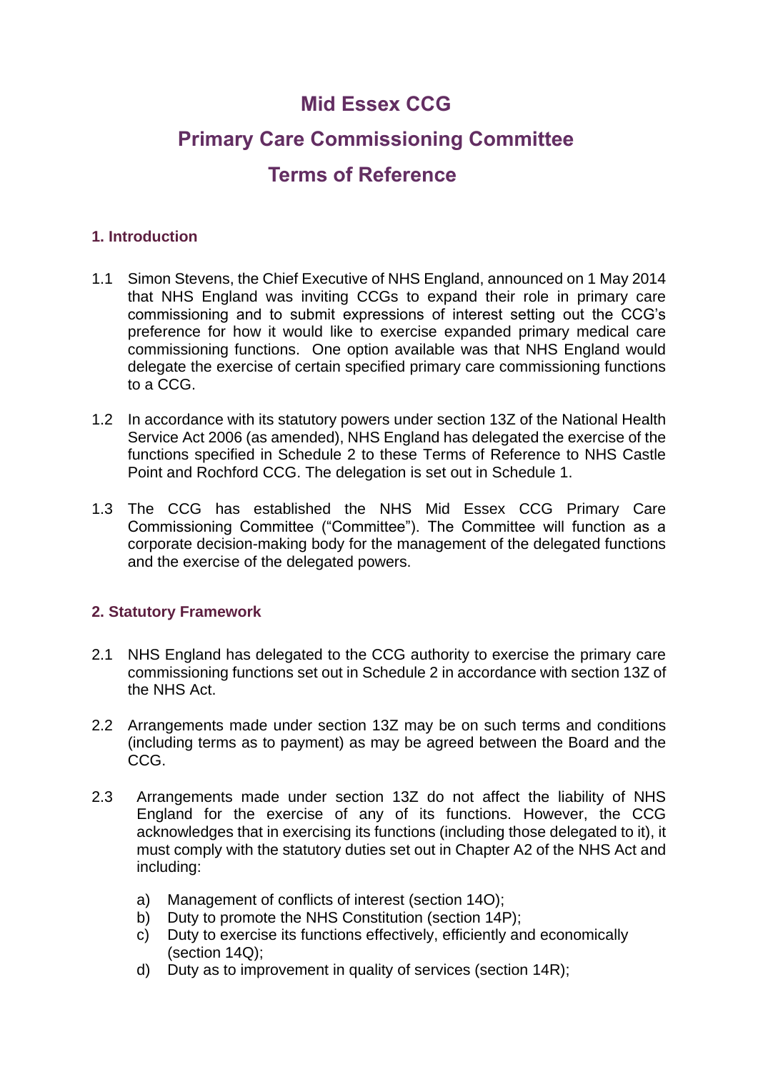# Mid Essex CCG

# Primary Care Commissioning Committee

# Terms of Reference

## 1. Introduction

1.1 Simon Stevens, the Chief Executive of NHS England, announced on 1 May 2014 that NHS England was inviting CCGs to expand their role in primary care commissioning and to submit expressions of interest setting out the CCG's preference for how it would like to exercise expanded primary medical care commissioning functions. One option available was that NHS England would delegate the exercise of certain specified primary care commissioning functions to a CCG.

1.2 In accordance with its statutory powers under section 13Z of the National Health Service Act 2006 (as amended), NHS England has delegated the exercise of the functions specified in Schedule 2 to these Terms of Reference to NHS Castle Point and Rochford CCG. The delegation is set out in Schedule 1.

1.3 The CCG has established the NHS Mid Essex CCG Primary Care Commissioning Committee ("Committee"). The Committee will function as a corporate decision-making body for the management of the delegated functions and the exercise of the delegated powers.

## 2. Statutory Framework

2.1 NHS England has delegated to the CCG authority to exercise the primary care commissioning functions set out in Schedule 2 in accordance with section 13Z of the NHS Act.

2.2 Arrangements made under section 13Z may be on such terms and conditions (including terms as to payment) as may be agreed between the Board and the CCG.

2.3 Arrangements made under section 13Z do not affect the liability of NHS England for the exercise of any of its functions. However, the CCG acknowledges that in exercising its functions (including those delegated to it), it must comply with the statutory duties set out in Chapter A2 of the NHS Act and including:

a) Management of conflicts of interest (section 14O);
b) Duty to promote the NHS Constitution (section 14P);
c) Duty to exercise its functions effectively, efficiently and economically (section 14Q);
d) Duty as to improvement in quality of services (section 14R);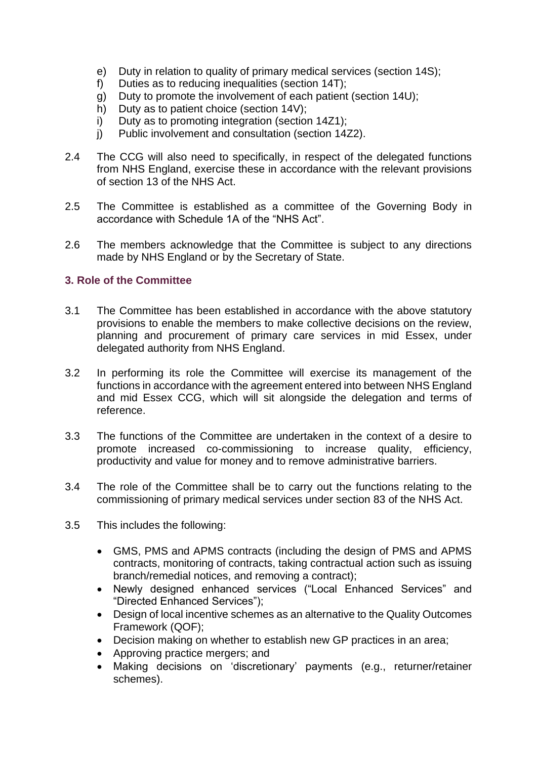e) Duty in relation to quality of primary medical services (section 14S);
f) Duties as to reducing inequalities (section 14T);
g) Duty to promote the involvement of each patient (section 14U);
h) Duty as to patient choice (section 14V);
i) Duty as to promoting integration (section 14Z1);
j) Public involvement and consultation (section 14Z2).

2.4 The CCG will also need to specifically, in respect of the delegated functions from NHS England, exercise these in accordance with the relevant provisions of section 13 of the NHS Act.

2.5 The Committee is established as a committee of the Governing Body in accordance with Schedule 1A of the "NHS Act".

2.6 The members acknowledge that the Committee is subject to any directions made by NHS England or by the Secretary of State.

### 3. Role of the Committee

3.1 The Committee has been established in accordance with the above statutory provisions to enable the members to make collective decisions on the review, planning and procurement of primary care services in mid Essex, under delegated authority from NHS England.

3.2 In performing its role the Committee will exercise its management of the functions in accordance with the agreement entered into between NHS England and mid Essex CCG, which will sit alongside the delegation and terms of reference.

3.3 The functions of the Committee are undertaken in the context of a desire to promote increased co-commissioning to increase quality, efficiency, productivity and value for money and to remove administrative barriers.

3.4 The role of the Committee shall be to carry out the functions relating to the commissioning of primary medical services under section 83 of the NHS Act.

3.5 This includes the following:

- GMS, PMS and APMS contracts (including the design of PMS and APMS contracts, monitoring of contracts, taking contractual action such as issuing branch/remedial notices, and removing a contract);
- Newly designed enhanced services ("Local Enhanced Services" and "Directed Enhanced Services");
- Design of local incentive schemes as an alternative to the Quality Outcomes Framework (QOF);
- Decision making on whether to establish new GP practices in an area;
- Approving practice mergers; and
- Making decisions on 'discretionary' payments (e.g., returner/retainer schemes).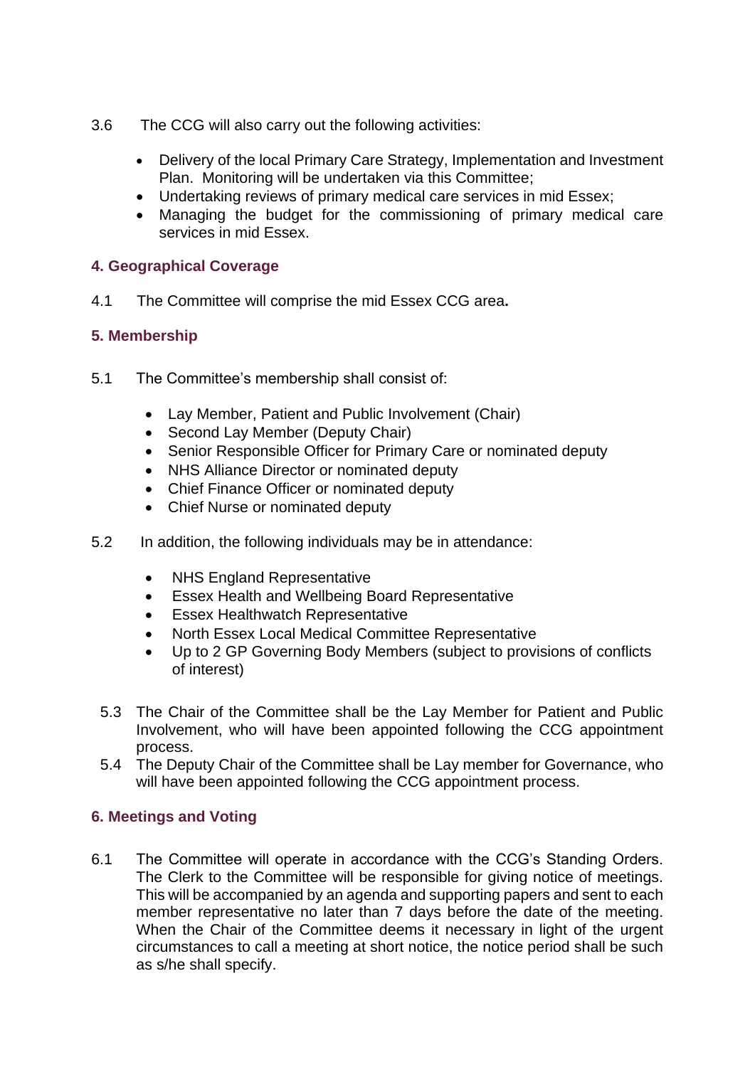3.6 The CCG will also carry out the following activities:

- Delivery of the local Primary Care Strategy, Implementation and Investment Plan. Monitoring will be undertaken via this Committee;
- Undertaking reviews of primary medical care services in mid Essex;
- Managing the budget for the commissioning of primary medical care services in mid Essex.

## 4. Geographical Coverage

4.1 The Committee will comprise the mid Essex CCG area**.**

## 5. Membership

5.1 The Committee's membership shall consist of:

- Lay Member, Patient and Public Involvement (Chair)
- Second Lay Member (Deputy Chair)
- Senior Responsible Officer for Primary Care or nominated deputy
- NHS Alliance Director or nominated deputy
- Chief Finance Officer or nominated deputy
- Chief Nurse or nominated deputy

5.2 In addition, the following individuals may be in attendance:

- NHS England Representative
- Essex Health and Wellbeing Board Representative
- Essex Healthwatch Representative
- North Essex Local Medical Committee Representative
- Up to 2 GP Governing Body Members (subject to provisions of conflicts of interest)

5.3 The Chair of the Committee shall be the Lay Member for Patient and Public Involvement, who will have been appointed following the CCG appointment process.

5.4 The Deputy Chair of the Committee shall be Lay member for Governance, who will have been appointed following the CCG appointment process.

## 6. Meetings and Voting

6.1 The Committee will operate in accordance with the CCG's Standing Orders. The Clerk to the Committee will be responsible for giving notice of meetings. This will be accompanied by an agenda and supporting papers and sent to each member representative no later than 7 days before the date of the meeting. When the Chair of the Committee deems it necessary in light of the urgent circumstances to call a meeting at short notice, the notice period shall be such as s/he shall specify.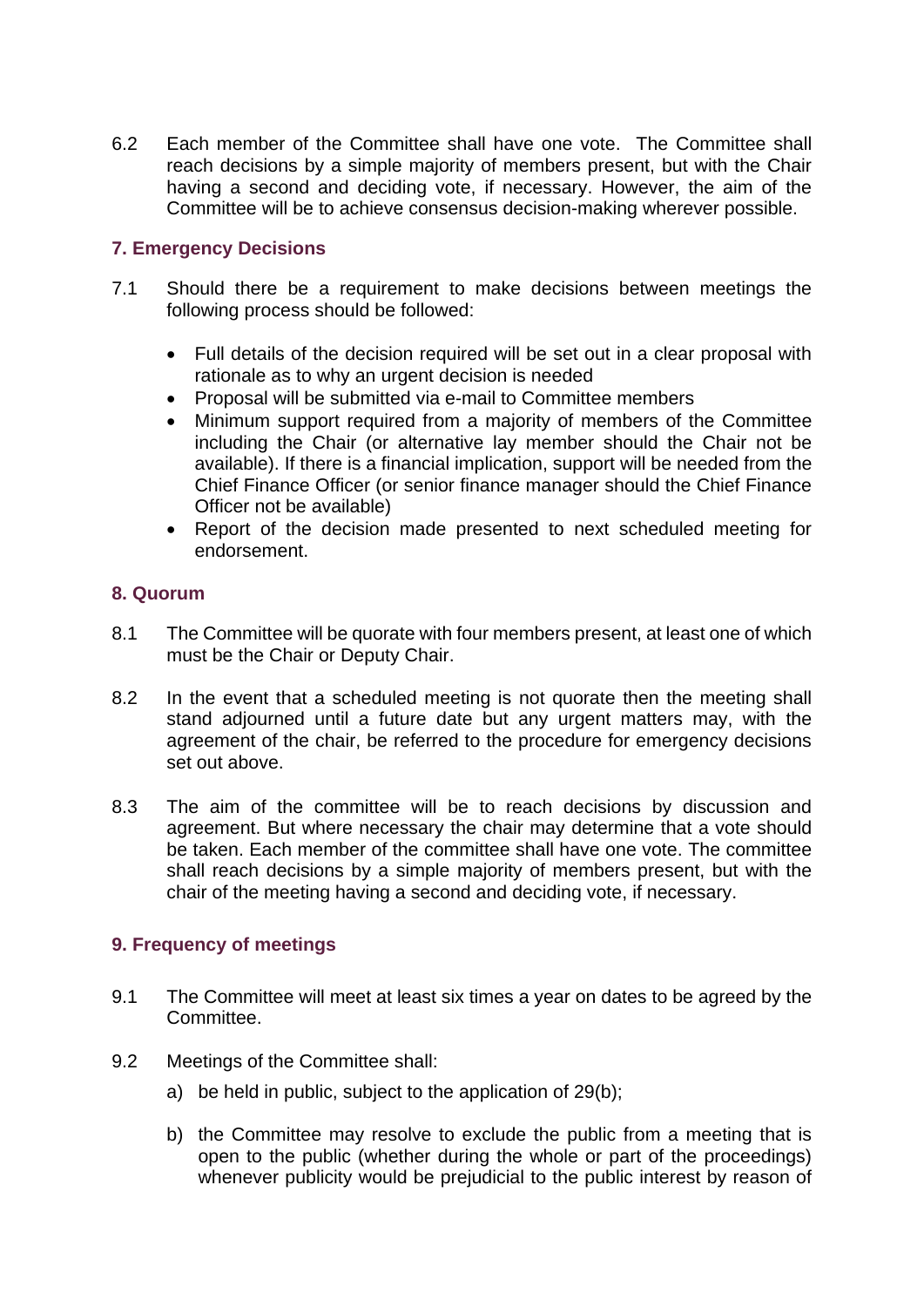6.2 Each member of the Committee shall have one vote. The Committee shall reach decisions by a simple majority of members present, but with the Chair having a second and deciding vote, if necessary. However, the aim of the Committee will be to achieve consensus decision-making wherever possible.

## 7. Emergency Decisions

7.1 Should there be a requirement to make decisions between meetings the following process should be followed:

- Full details of the decision required will be set out in a clear proposal with rationale as to why an urgent decision is needed
- Proposal will be submitted via e-mail to Committee members
- Minimum support required from a majority of members of the Committee including the Chair (or alternative lay member should the Chair not be available). If there is a financial implication, support will be needed from the Chief Finance Officer (or senior finance manager should the Chief Finance Officer not be available)
- Report of the decision made presented to next scheduled meeting for endorsement.

## 8. Quorum

8.1 The Committee will be quorate with four members present, at least one of which must be the Chair or Deputy Chair.

8.2 In the event that a scheduled meeting is not quorate then the meeting shall stand adjourned until a future date but any urgent matters may, with the agreement of the chair, be referred to the procedure for emergency decisions set out above.

8.3 The aim of the committee will be to reach decisions by discussion and agreement. But where necessary the chair may determine that a vote should be taken. Each member of the committee shall have one vote. The committee shall reach decisions by a simple majority of members present, but with the chair of the meeting having a second and deciding vote, if necessary.

## 9. Frequency of meetings

9.1 The Committee will meet at least six times a year on dates to be agreed by the Committee.

9.2 Meetings of the Committee shall:

a) be held in public, subject to the application of 29(b);

b) the Committee may resolve to exclude the public from a meeting that is open to the public (whether during the whole or part of the proceedings) whenever publicity would be prejudicial to the public interest by reason of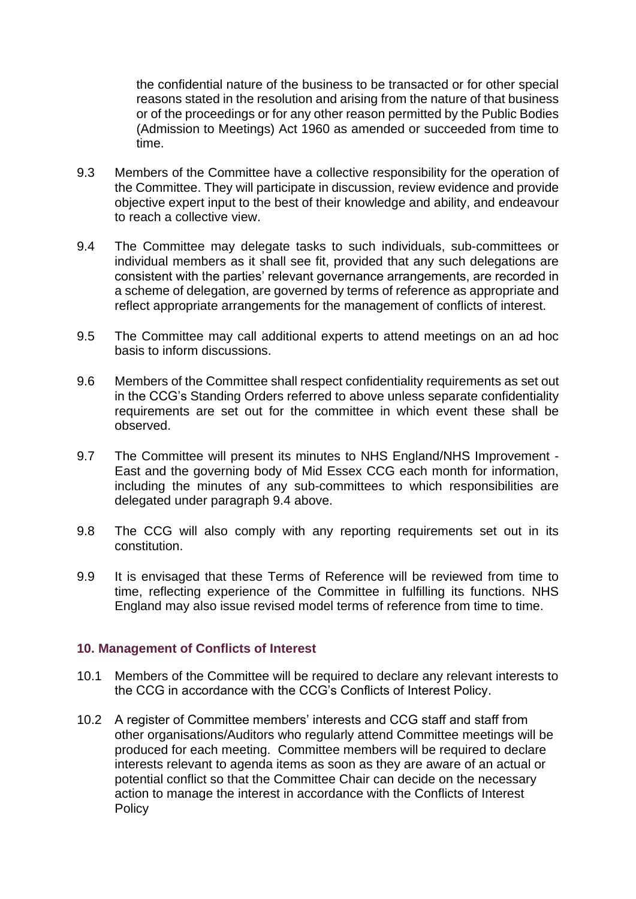the confidential nature of the business to be transacted or for other special reasons stated in the resolution and arising from the nature of that business or of the proceedings or for any other reason permitted by the Public Bodies (Admission to Meetings) Act 1960 as amended or succeeded from time to time.

9.3 Members of the Committee have a collective responsibility for the operation of the Committee. They will participate in discussion, review evidence and provide objective expert input to the best of their knowledge and ability, and endeavour to reach a collective view.

9.4 The Committee may delegate tasks to such individuals, sub-committees or individual members as it shall see fit, provided that any such delegations are consistent with the parties' relevant governance arrangements, are recorded in a scheme of delegation, are governed by terms of reference as appropriate and reflect appropriate arrangements for the management of conflicts of interest.

9.5 The Committee may call additional experts to attend meetings on an ad hoc basis to inform discussions.

9.6 Members of the Committee shall respect confidentiality requirements as set out in the CCG's Standing Orders referred to above unless separate confidentiality requirements are set out for the committee in which event these shall be observed.

9.7 The Committee will present its minutes to NHS England/NHS Improvement - East and the governing body of Mid Essex CCG each month for information, including the minutes of any sub-committees to which responsibilities are delegated under paragraph 9.4 above.

9.8 The CCG will also comply with any reporting requirements set out in its constitution.

9.9 It is envisaged that these Terms of Reference will be reviewed from time to time, reflecting experience of the Committee in fulfilling its functions. NHS England may also issue revised model terms of reference from time to time.

### 10. Management of Conflicts of Interest

10.1 Members of the Committee will be required to declare any relevant interests to the CCG in accordance with the CCG's Conflicts of Interest Policy.

10.2 A register of Committee members' interests and CCG staff and staff from other organisations/Auditors who regularly attend Committee meetings will be produced for each meeting. Committee members will be required to declare interests relevant to agenda items as soon as they are aware of an actual or potential conflict so that the Committee Chair can decide on the necessary action to manage the interest in accordance with the Conflicts of Interest Policy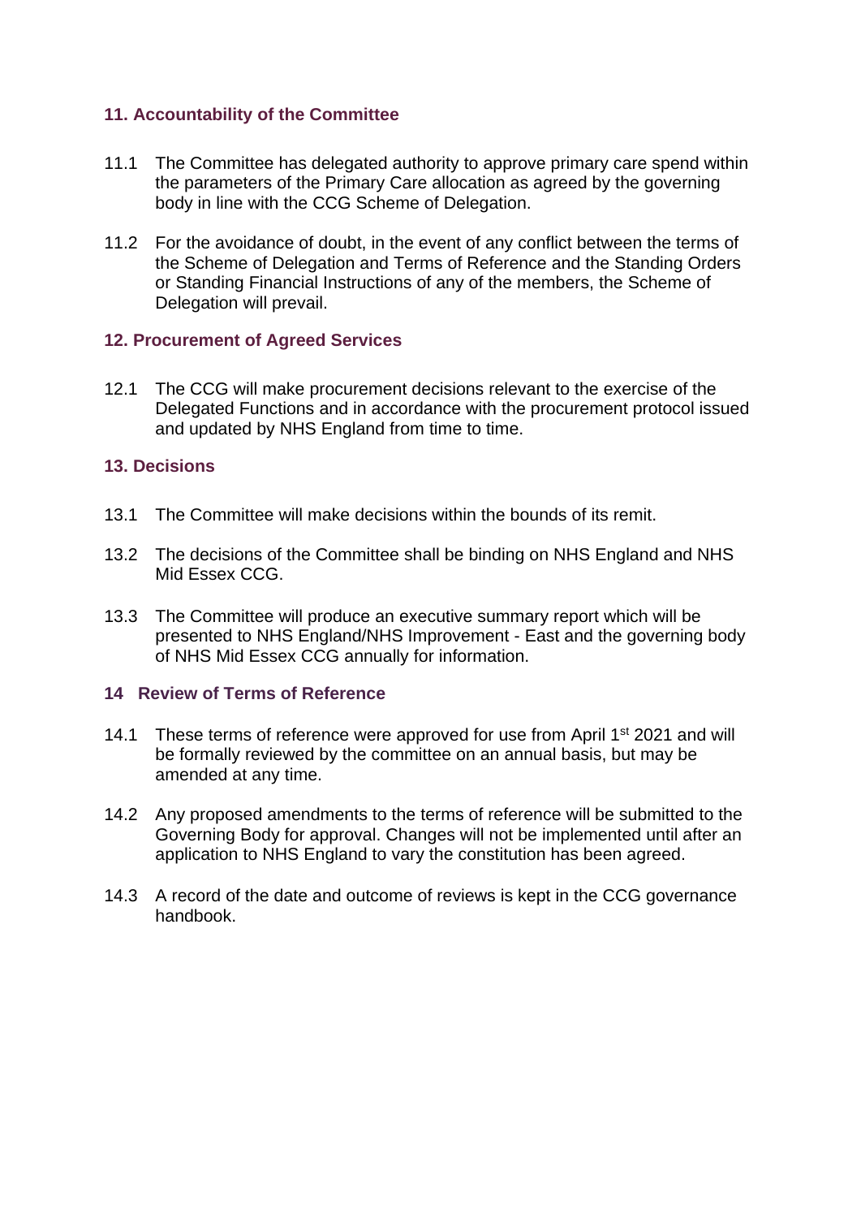## 11. Accountability of the Committee

11.1 The Committee has delegated authority to approve primary care spend within the parameters of the Primary Care allocation as agreed by the governing body in line with the CCG Scheme of Delegation.

11.2 For the avoidance of doubt, in the event of any conflict between the terms of the Scheme of Delegation and Terms of Reference and the Standing Orders or Standing Financial Instructions of any of the members, the Scheme of Delegation will prevail.

## 12. Procurement of Agreed Services

12.1 The CCG will make procurement decisions relevant to the exercise of the Delegated Functions and in accordance with the procurement protocol issued and updated by NHS England from time to time.

## 13. Decisions

13.1 The Committee will make decisions within the bounds of its remit.

13.2 The decisions of the Committee shall be binding on NHS England and NHS Mid Essex CCG.

13.3 The Committee will produce an executive summary report which will be presented to NHS England/NHS Improvement - East and the governing body of NHS Mid Essex CCG annually for information.

## 14 Review of Terms of Reference

14.1 These terms of reference were approved for use from April 1st 2021 and will be formally reviewed by the committee on an annual basis, but may be amended at any time.

14.2 Any proposed amendments to the terms of reference will be submitted to the Governing Body for approval. Changes will not be implemented until after an application to NHS England to vary the constitution has been agreed.

14.3 A record of the date and outcome of reviews is kept in the CCG governance handbook.